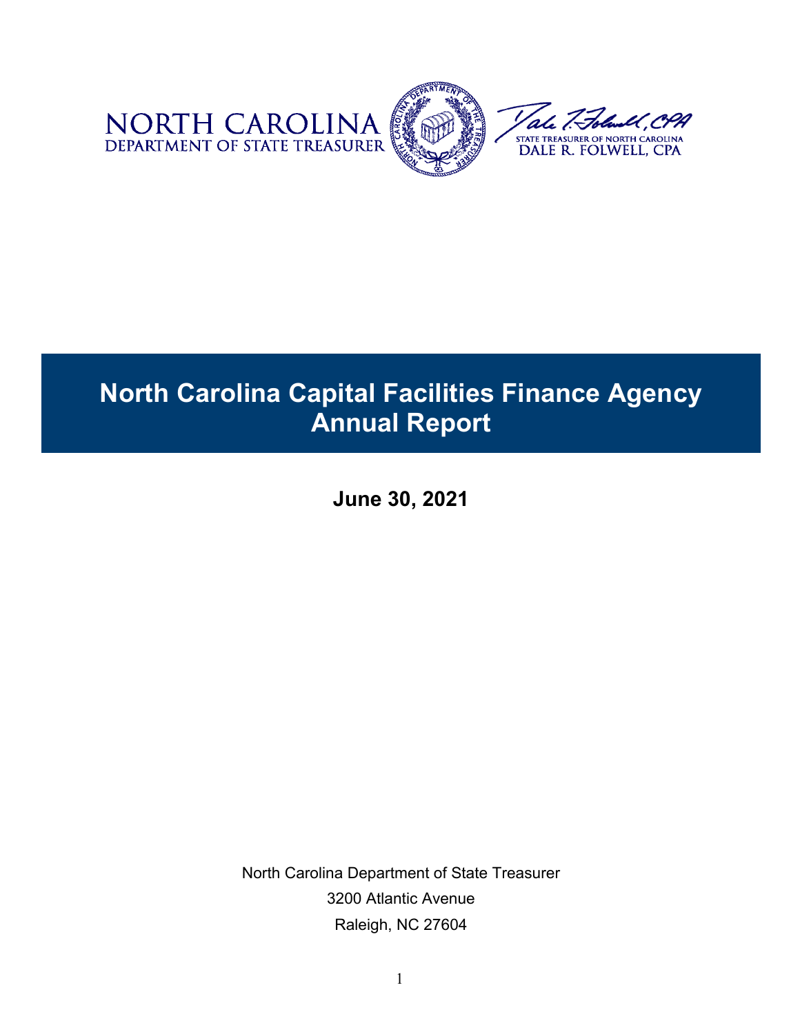NORTH CAROLINA
DEPARTMENT OF STATE TREASURER

STATE TREASURER OF NORTH CAROLINA
DALE R. FOLWELL, CPA

# North Carolina Capital Facilities Finance Agency Annual Report

**June 30, 2021**

North Carolina Department of State Treasurer
3200 Atlantic Avenue
Raleigh, NC 27604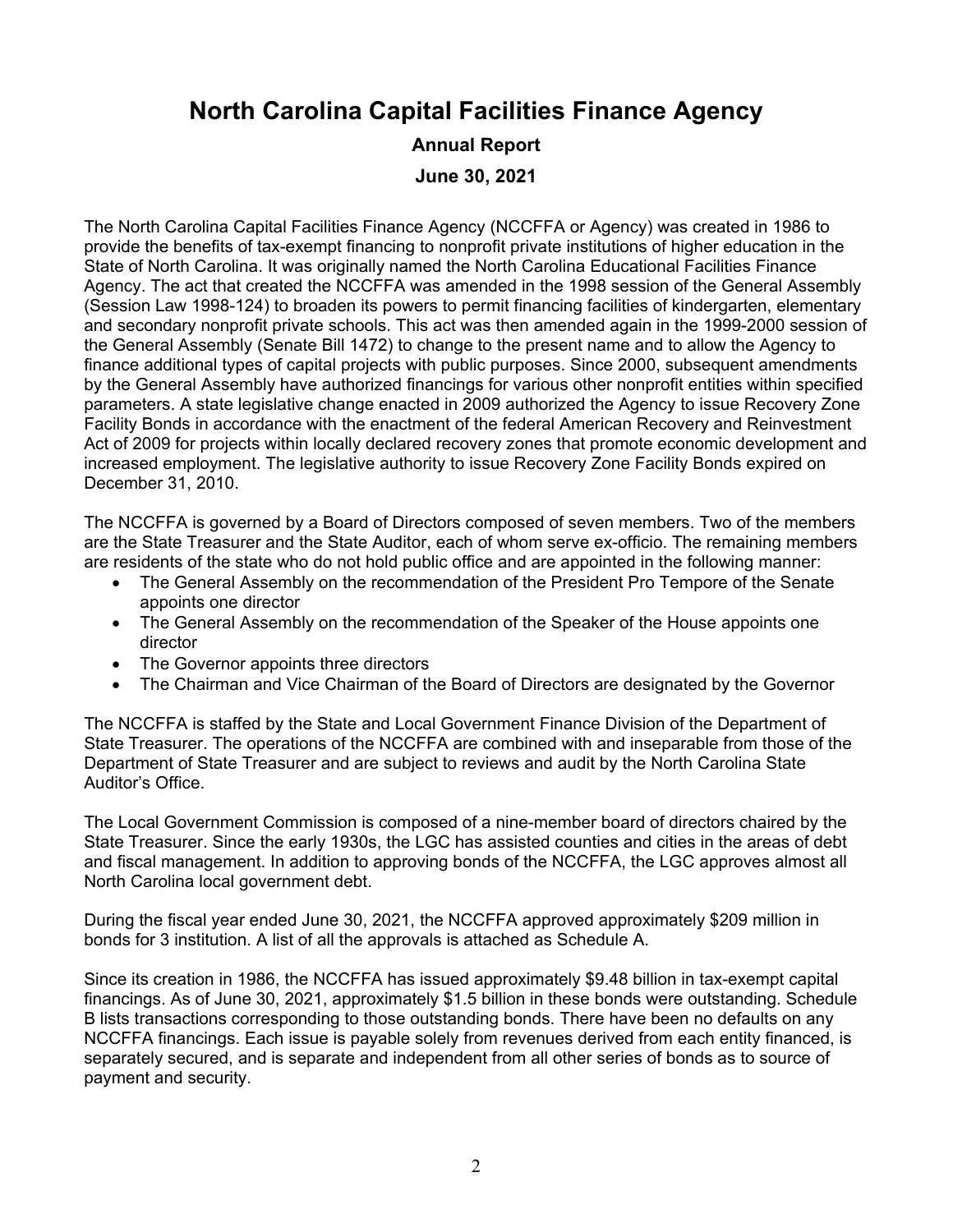# North Carolina Capital Facilities Finance Agency

**Annual Report**

**June 30, 2021**

The North Carolina Capital Facilities Finance Agency (NCCFFA or Agency) was created in 1986 to provide the benefits of tax-exempt financing to nonprofit private institutions of higher education in the State of North Carolina. It was originally named the North Carolina Educational Facilities Finance Agency. The act that created the NCCFFA was amended in the 1998 session of the General Assembly (Session Law 1998-124) to broaden its powers to permit financing facilities of kindergarten, elementary and secondary nonprofit private schools. This act was then amended again in the 1999-2000 session of the General Assembly (Senate Bill 1472) to change to the present name and to allow the Agency to finance additional types of capital projects with public purposes. Since 2000, subsequent amendments by the General Assembly have authorized financings for various other nonprofit entities within specified parameters. A state legislative change enacted in 2009 authorized the Agency to issue Recovery Zone Facility Bonds in accordance with the enactment of the federal American Recovery and Reinvestment Act of 2009 for projects within locally declared recovery zones that promote economic development and increased employment. The legislative authority to issue Recovery Zone Facility Bonds expired on December 31, 2010.

The NCCFFA is governed by a Board of Directors composed of seven members. Two of the members are the State Treasurer and the State Auditor, each of whom serve ex-officio. The remaining members are residents of the state who do not hold public office and are appointed in the following manner:

- The General Assembly on the recommendation of the President Pro Tempore of the Senate appoints one director
- The General Assembly on the recommendation of the Speaker of the House appoints one director
- The Governor appoints three directors
- The Chairman and Vice Chairman of the Board of Directors are designated by the Governor

The NCCFFA is staffed by the State and Local Government Finance Division of the Department of State Treasurer. The operations of the NCCFFA are combined with and inseparable from those of the Department of State Treasurer and are subject to reviews and audit by the North Carolina State Auditor's Office.

The Local Government Commission is composed of a nine-member board of directors chaired by the State Treasurer. Since the early 1930s, the LGC has assisted counties and cities in the areas of debt and fiscal management. In addition to approving bonds of the NCCFFA, the LGC approves almost all North Carolina local government debt.

During the fiscal year ended June 30, 2021, the NCCFFA approved approximately $209 million in bonds for 3 institution. A list of all the approvals is attached as Schedule A.

Since its creation in 1986, the NCCFFA has issued approximately $9.48 billion in tax-exempt capital financings. As of June 30, 2021, approximately $1.5 billion in these bonds were outstanding. Schedule B lists transactions corresponding to those outstanding bonds. There have been no defaults on any NCCFFA financings. Each issue is payable solely from revenues derived from each entity financed, is separately secured, and is separate and independent from all other series of bonds as to source of payment and security.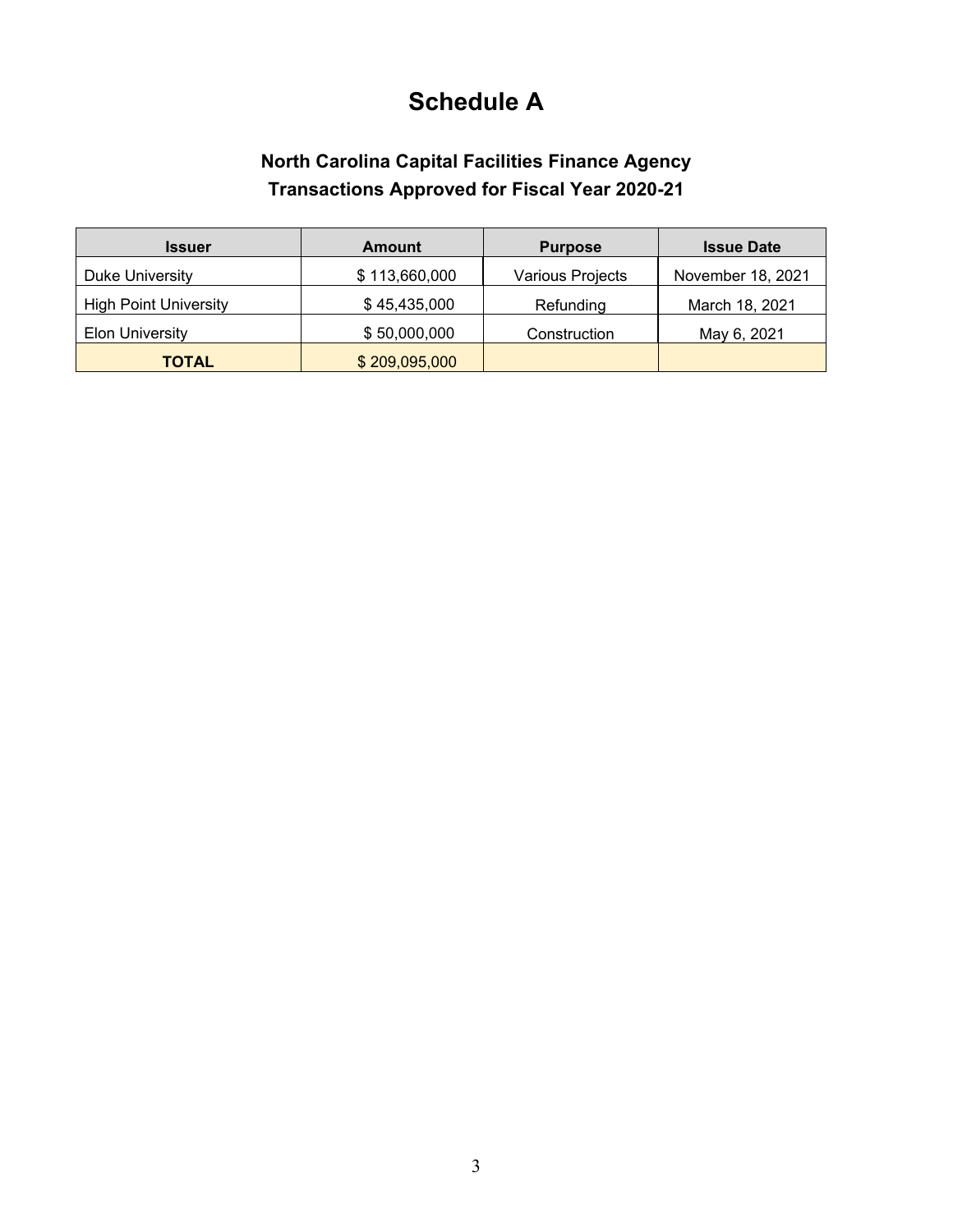# Schedule A

## North Carolina Capital Facilities Finance Agency
## Transactions Approved for Fiscal Year 2020-21

| Issuer | Amount | Purpose | Issue Date |
|---|---|---|---|
| Duke University | $ 113,660,000 | Various Projects | November 18, 2021 |
| High Point University | $ 45,435,000 | Refunding | March 18, 2021 |
| Elon University | $ 50,000,000 | Construction | May 6, 2021 |
| **TOTAL** | $ 209,095,000 | | |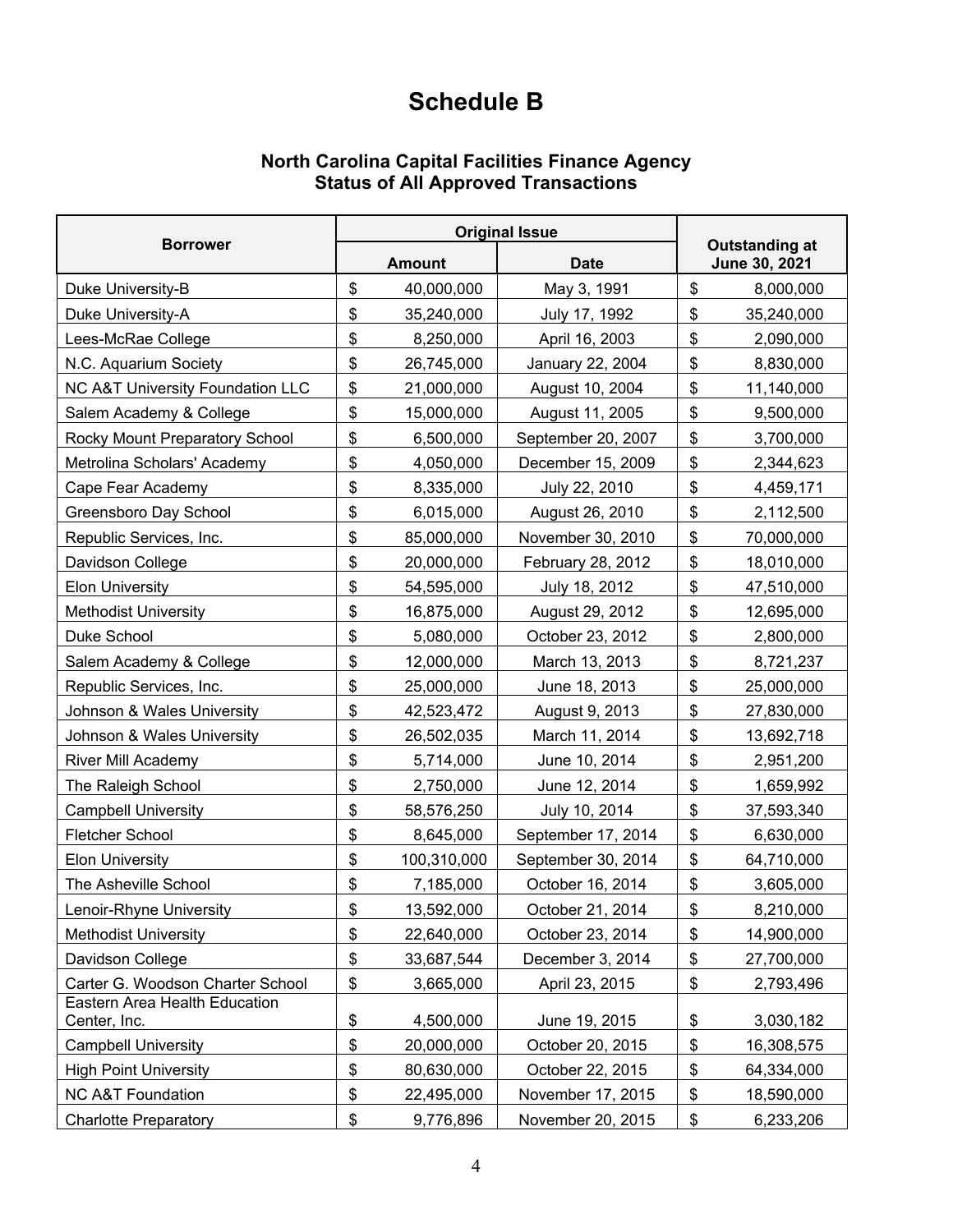# Schedule B

## North Carolina Capital Facilities Finance Agency
## Status of All Approved Transactions

| Borrower | Original Issue | | Outstanding at June 30, 2021 |
|---|---|---|---|
| | Amount | Date | |
| Duke University-B | $ 40,000,000 | May 3, 1991 | $ 8,000,000 |
| Duke University-A | $ 35,240,000 | July 17, 1992 | $ 35,240,000 |
| Lees-McRae College | $ 8,250,000 | April 16, 2003 | $ 2,090,000 |
| N.C. Aquarium Society | $ 26,745,000 | January 22, 2004 | $ 8,830,000 |
| NC A&T University Foundation LLC | $ 21,000,000 | August 10, 2004 | $ 11,140,000 |
| Salem Academy & College | $ 15,000,000 | August 11, 2005 | $ 9,500,000 |
| Rocky Mount Preparatory School | $ 6,500,000 | September 20, 2007 | $ 3,700,000 |
| Metrolina Scholars' Academy | $ 4,050,000 | December 15, 2009 | $ 2,344,623 |
| Cape Fear Academy | $ 8,335,000 | July 22, 2010 | $ 4,459,171 |
| Greensboro Day School | $ 6,015,000 | August 26, 2010 | $ 2,112,500 |
| Republic Services, Inc. | $ 85,000,000 | November 30, 2010 | $ 70,000,000 |
| Davidson College | $ 20,000,000 | February 28, 2012 | $ 18,010,000 |
| Elon University | $ 54,595,000 | July 18, 2012 | $ 47,510,000 |
| Methodist University | $ 16,875,000 | August 29, 2012 | $ 12,695,000 |
| Duke School | $ 5,080,000 | October 23, 2012 | $ 2,800,000 |
| Salem Academy & College | $ 12,000,000 | March 13, 2013 | $ 8,721,237 |
| Republic Services, Inc. | $ 25,000,000 | June 18, 2013 | $ 25,000,000 |
| Johnson & Wales University | $ 42,523,472 | August 9, 2013 | $ 27,830,000 |
| Johnson & Wales University | $ 26,502,035 | March 11, 2014 | $ 13,692,718 |
| River Mill Academy | $ 5,714,000 | June 10, 2014 | $ 2,951,200 |
| The Raleigh School | $ 2,750,000 | June 12, 2014 | $ 1,659,992 |
| Campbell University | $ 58,576,250 | July 10, 2014 | $ 37,593,340 |
| Fletcher School | $ 8,645,000 | September 17, 2014 | $ 6,630,000 |
| Elon University | $ 100,310,000 | September 30, 2014 | $ 64,710,000 |
| The Asheville School | $ 7,185,000 | October 16, 2014 | $ 3,605,000 |
| Lenoir-Rhyne University | $ 13,592,000 | October 21, 2014 | $ 8,210,000 |
| Methodist University | $ 22,640,000 | October 23, 2014 | $ 14,900,000 |
| Davidson College | $ 33,687,544 | December 3, 2014 | $ 27,700,000 |
| Carter G. Woodson Charter School | $ 3,665,000 | April 23, 2015 | $ 2,793,496 |
| Eastern Area Health Education Center, Inc. | $ 4,500,000 | June 19, 2015 | $ 3,030,182 |
| Campbell University | $ 20,000,000 | October 20, 2015 | $ 16,308,575 |
| High Point University | $ 80,630,000 | October 22, 2015 | $ 64,334,000 |
| NC A&T Foundation | $ 22,495,000 | November 17, 2015 | $ 18,590,000 |
| Charlotte Preparatory | $ 9,776,896 | November 20, 2015 | $ 6,233,206 |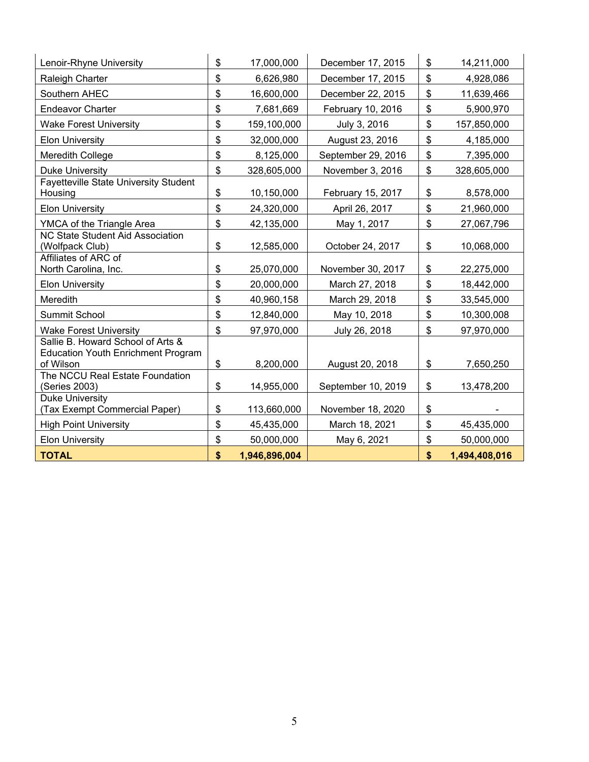| | | | | | |
|---|---|---|---|---|---|
| Lenoir-Rhyne University | $ | 17,000,000 | December 17, 2015 | $ | 14,211,000 |
| Raleigh Charter | $ | 6,626,980 | December 17, 2015 | $ | 4,928,086 |
| Southern AHEC | $ | 16,600,000 | December 22, 2015 | $ | 11,639,466 |
| Endeavor Charter | $ | 7,681,669 | February 10, 2016 | $ | 5,900,970 |
| Wake Forest University | $ | 159,100,000 | July 3, 2016 | $ | 157,850,000 |
| Elon University | $ | 32,000,000 | August 23, 2016 | $ | 4,185,000 |
| Meredith College | $ | 8,125,000 | September 29, 2016 | $ | 7,395,000 |
| Duke University | $ | 328,605,000 | November 3, 2016 | $ | 328,605,000 |
| Fayetteville State University Student Housing | $ | 10,150,000 | February 15, 2017 | $ | 8,578,000 |
| Elon University | $ | 24,320,000 | April 26, 2017 | $ | 21,960,000 |
| YMCA of the Triangle Area | $ | 42,135,000 | May 1, 2017 | $ | 27,067,796 |
| NC State Student Aid Association (Wolfpack Club) | $ | 12,585,000 | October 24, 2017 | $ | 10,068,000 |
| Affiliates of ARC of North Carolina, Inc. | $ | 25,070,000 | November 30, 2017 | $ | 22,275,000 |
| Elon University | $ | 20,000,000 | March 27, 2018 | $ | 18,442,000 |
| Meredith | $ | 40,960,158 | March 29, 2018 | $ | 33,545,000 |
| Summit School | $ | 12,840,000 | May 10, 2018 | $ | 10,300,008 |
| Wake Forest University | $ | 97,970,000 | July 26, 2018 | $ | 97,970,000 |
| Sallie B. Howard School of Arts & Education Youth Enrichment Program of Wilson | $ | 8,200,000 | August 20, 2018 | $ | 7,650,250 |
| The NCCU Real Estate Foundation (Series 2003) | $ | 14,955,000 | September 10, 2019 | $ | 13,478,200 |
| Duke University (Tax Exempt Commercial Paper) | $ | 113,660,000 | November 18, 2020 | $ | - |
| High Point University | $ | 45,435,000 | March 18, 2021 | $ | 45,435,000 |
| Elon University | $ | 50,000,000 | May 6, 2021 | $ | 50,000,000 |
| **TOTAL** | **$** | **1,946,896,004** | | **$** | **1,494,408,016** |